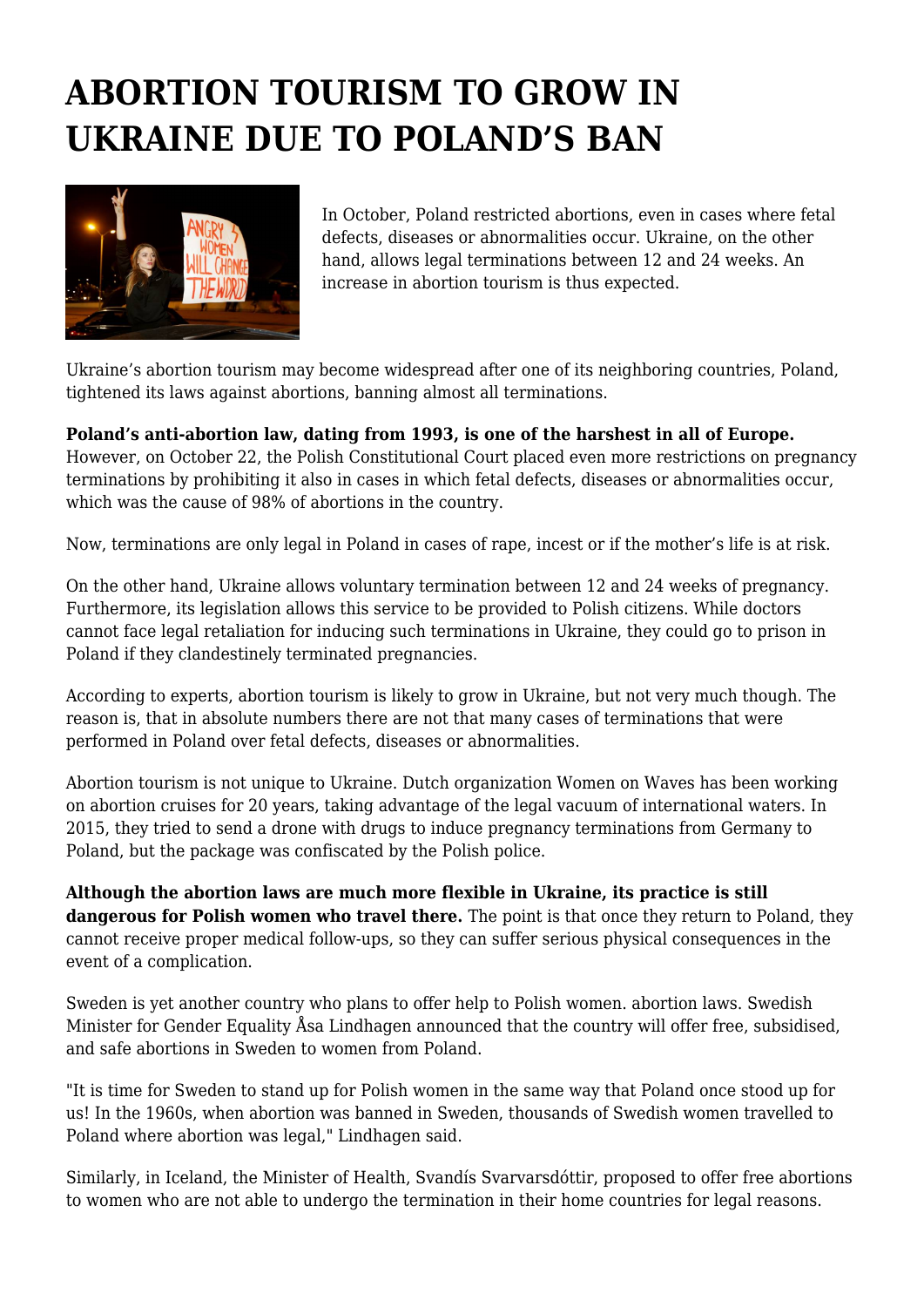# ABORTION TOURISM TO GROW IN UKRAINE DUE TO POLAND'S BAN

In October, Poland restricted abortions, even in cases where fetal defects, diseases or abnormalities occur. Ukraine, on the other hand, allows legal terminations between 12 and 24 weeks. An increase in abortion tourism is thus expected.

Ukraine's abortion tourism may become widespread after one of its neighboring countries, Poland, tightened its laws against abortions, banning almost all terminations.

**Poland's anti-abortion law, dating from 1993, is one of the harshest in all of Europe.** However, on October 22, the Polish Constitutional Court placed even more restrictions on pregnancy terminations by prohibiting it also in cases in which fetal defects, diseases or abnormalities occur, which was the cause of 98% of abortions in the country.

Now, terminations are only legal in Poland in cases of rape, incest or if the mother's life is at risk.

On the other hand, Ukraine allows voluntary termination between 12 and 24 weeks of pregnancy. Furthermore, its legislation allows this service to be provided to Polish citizens. While doctors cannot face legal retaliation for inducing such terminations in Ukraine, they could go to prison in Poland if they clandestinely terminated pregnancies.

According to experts, abortion tourism is likely to grow in Ukraine, but not very much though. The reason is, that in absolute numbers there are not that many cases of terminations that were performed in Poland over fetal defects, diseases or abnormalities.

Abortion tourism is not unique to Ukraine. Dutch organization Women on Waves has been working on abortion cruises for 20 years, taking advantage of the legal vacuum of international waters. In 2015, they tried to send a drone with drugs to induce pregnancy terminations from Germany to Poland, but the package was confiscated by the Polish police.

**Although the abortion laws are much more flexible in Ukraine, its practice is still dangerous for Polish women who travel there.** The point is that once they return to Poland, they cannot receive proper medical follow-ups, so they can suffer serious physical consequences in the event of a complication.

Sweden is yet another country who plans to offer help to Polish women. abortion laws. Swedish Minister for Gender Equality Åsa Lindhagen announced that the country will offer free, subsidised, and safe abortions in Sweden to women from Poland.

"It is time for Sweden to stand up for Polish women in the same way that Poland once stood up for us! In the 1960s, when abortion was banned in Sweden, thousands of Swedish women travelled to Poland where abortion was legal," Lindhagen said.

Similarly, in Iceland, the Minister of Health, Svandís Svarvarsdóttir, proposed to offer free abortions to women who are not able to undergo the termination in their home countries for legal reasons.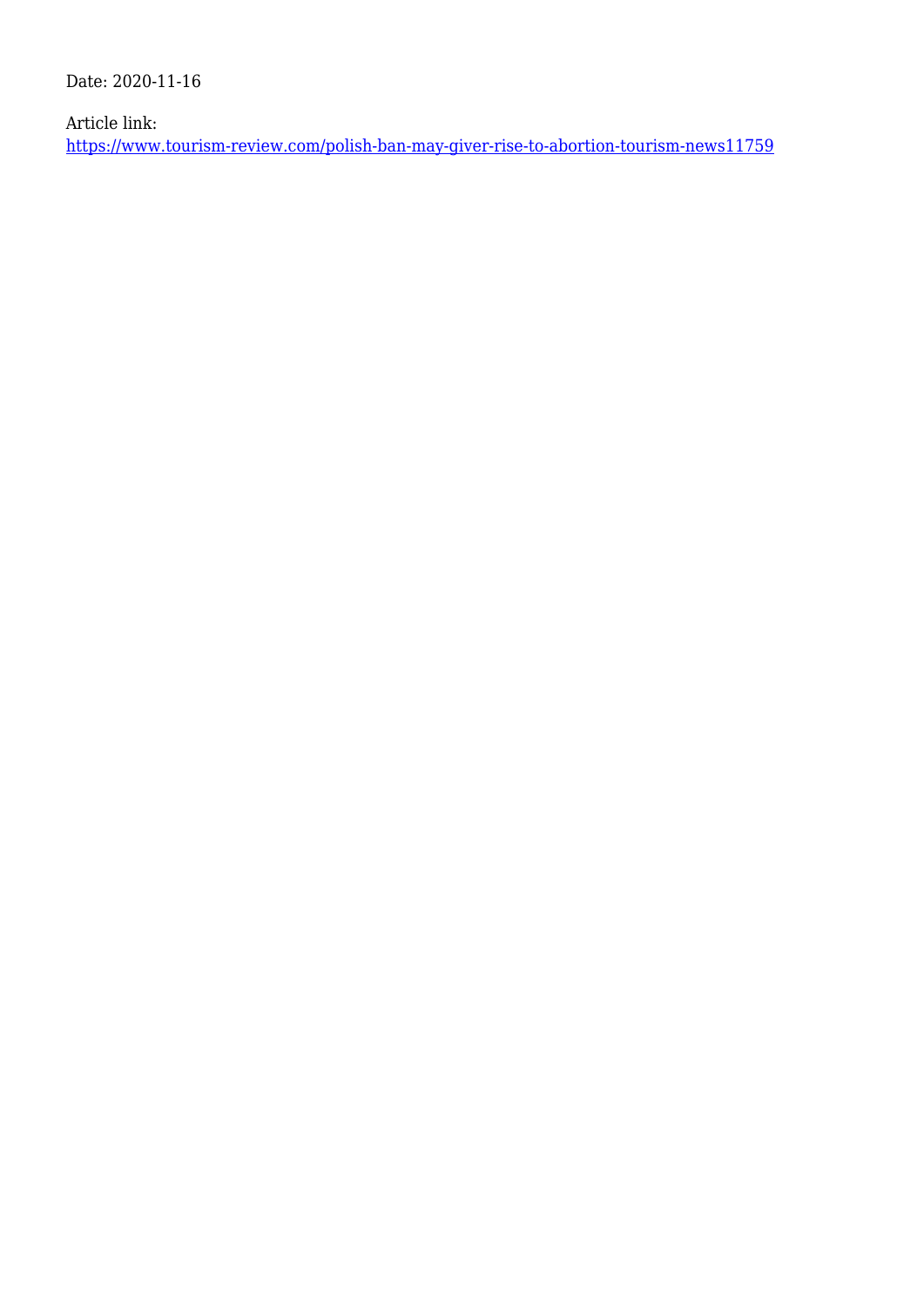Date: 2020-11-16

Article link:
https://www.tourism-review.com/polish-ban-may-giver-rise-to-abortion-tourism-news11759